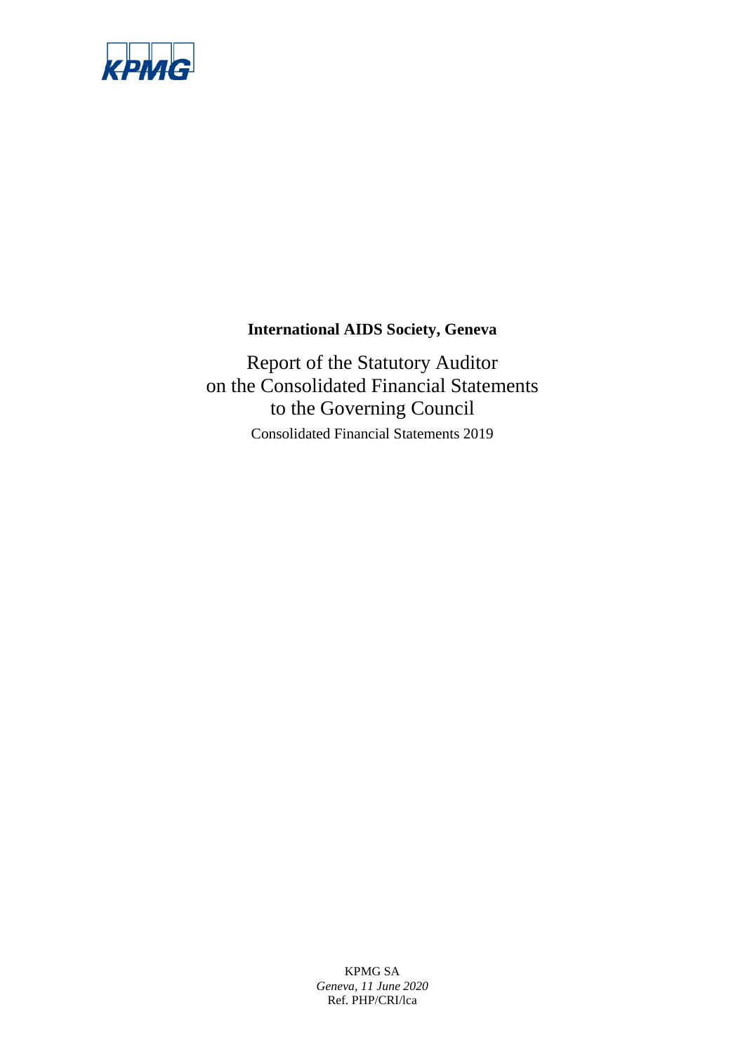KPMG

**International AIDS Society, Geneva**

# Report of the Statutory Auditor on the Consolidated Financial Statements to the Governing Council

Consolidated Financial Statements 2019

KPMG SA
*Geneva, 11 June 2020*
Ref. PHP/CRI/lca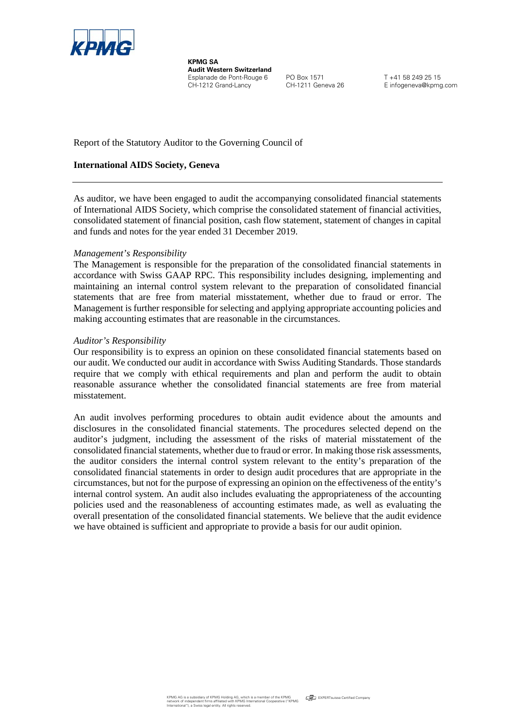**KPMG SA**
**Audit Western Switzerland**
Esplanade de Pont-Rouge 6
CH-1212 Grand-Lancy

PO Box 1571
CH-1211 Geneva 26

T +41 58 249 25 15
E infogeneva@kpmg.com

Report of the Statutory Auditor to the Governing Council of

**International AIDS Society, Geneva**

---

As auditor, we have been engaged to audit the accompanying consolidated financial statements of International AIDS Society, which comprise the consolidated statement of financial activities, consolidated statement of financial position, cash flow statement, statement of changes in capital and funds and notes for the year ended 31 December 2019.

*Management's Responsibility*
The Management is responsible for the preparation of the consolidated financial statements in accordance with Swiss GAAP RPC. This responsibility includes designing, implementing and maintaining an internal control system relevant to the preparation of consolidated financial statements that are free from material misstatement, whether due to fraud or error. The Management is further responsible for selecting and applying appropriate accounting policies and making accounting estimates that are reasonable in the circumstances.

*Auditor's Responsibility*
Our responsibility is to express an opinion on these consolidated financial statements based on our audit. We conducted our audit in accordance with Swiss Auditing Standards. Those standards require that we comply with ethical requirements and plan and perform the audit to obtain reasonable assurance whether the consolidated financial statements are free from material misstatement.

An audit involves performing procedures to obtain audit evidence about the amounts and disclosures in the consolidated financial statements. The procedures selected depend on the auditor's judgment, including the assessment of the risks of material misstatement of the consolidated financial statements, whether due to fraud or error. In making those risk assessments, the auditor considers the internal control system relevant to the entity's preparation of the consolidated financial statements in order to design audit procedures that are appropriate in the circumstances, but not for the purpose of expressing an opinion on the effectiveness of the entity's internal control system. An audit also includes evaluating the appropriateness of the accounting policies used and the reasonableness of accounting estimates made, as well as evaluating the overall presentation of the consolidated financial statements. We believe that the audit evidence we have obtained is sufficient and appropriate to provide a basis for our audit opinion.

KPMG AG is a subsidiary of KPMG Holding AG, which is a member of the KPMG network of independent firms affiliated with KPMG International Cooperative ("KPMG International"), a Swiss legal entity. All rights reserved.

EXPERTsuisse Certified Company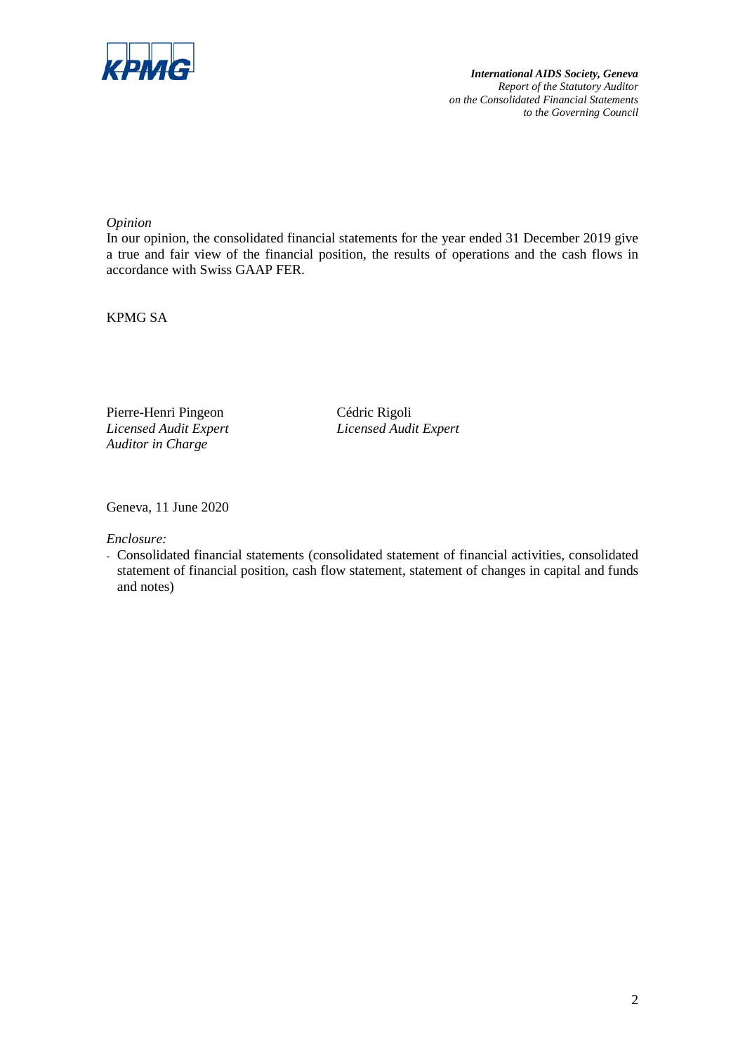*Opinion*

In our opinion, the consolidated financial statements for the year ended 31 December 2019 give a true and fair view of the financial position, the results of operations and the cash flows in accordance with Swiss GAAP FER.

KPMG SA

Pierre-Henri Pingeon
*Licensed Audit Expert*
*Auditor in Charge*

Cédric Rigoli
*Licensed Audit Expert*

Geneva, 11 June 2020

*Enclosure:*

- Consolidated financial statements (consolidated statement of financial activities, consolidated statement of financial position, cash flow statement, statement of changes in capital and funds and notes)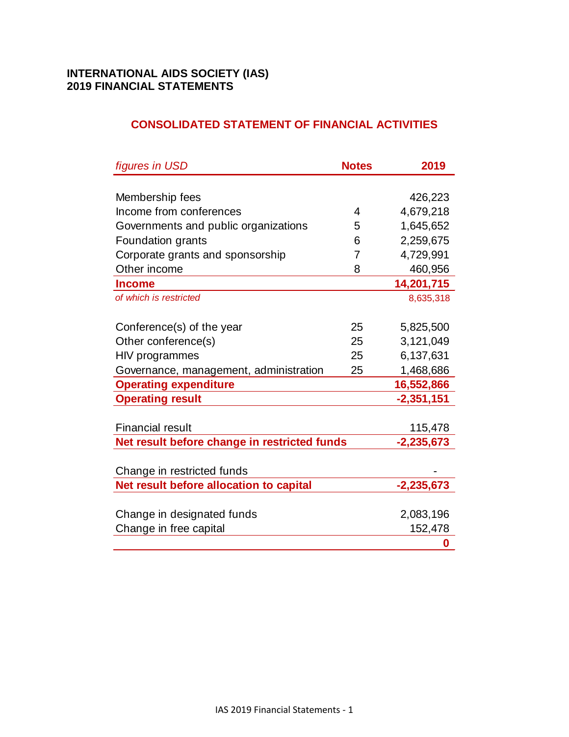**INTERNATIONAL AIDS SOCIETY (IAS)**
**2019 FINANCIAL STATEMENTS**

## CONSOLIDATED STATEMENT OF FINANCIAL ACTIVITIES

| *figures in USD* | Notes | 2019 |
|---|---|---|
| Membership fees | | 426,223 |
| Income from conferences | 4 | 4,679,218 |
| Governments and public organizations | 5 | 1,645,652 |
| Foundation grants | 6 | 2,259,675 |
| Corporate grants and sponsorship | 7 | 4,729,991 |
| Other income | 8 | 460,956 |
| **Income** | | **14,201,715** |
| *of which is restricted* | | 8,635,318 |
| Conference(s) of the year | 25 | 5,825,500 |
| Other conference(s) | 25 | 3,121,049 |
| HIV programmes | 25 | 6,137,631 |
| Governance, management, administration | 25 | 1,468,686 |
| **Operating expenditure** | | **16,552,866** |
| **Operating result** | | **-2,351,151** |
| Financial result | | 115,478 |
| **Net result before change in restricted funds** | | **-2,235,673** |
| Change in restricted funds | | - |
| **Net result before allocation to capital** | | **-2,235,673** |
| Change in designated funds | | 2,083,196 |
| Change in free capital | | 152,478 |
| | | **0** |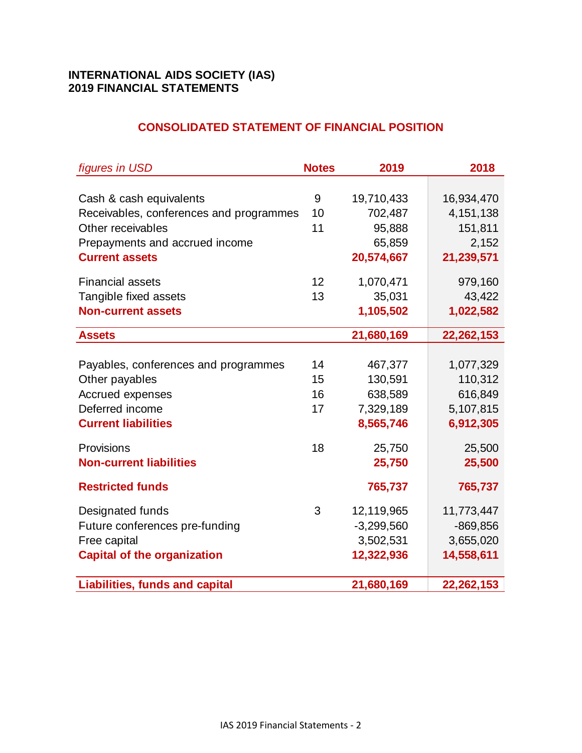**INTERNATIONAL AIDS SOCIETY (IAS)**
**2019 FINANCIAL STATEMENTS**

## CONSOLIDATED STATEMENT OF FINANCIAL POSITION

| *figures in USD* | Notes | 2019 | 2018 |
|---|---|---|---|
| Cash & cash equivalents | 9 | 19,710,433 | 16,934,470 |
| Receivables, conferences and programmes | 10 | 702,487 | 4,151,138 |
| Other receivables | 11 | 95,888 | 151,811 |
| Prepayments and accrued income | | 65,859 | 2,152 |
| **Current assets** | | **20,574,667** | **21,239,571** |
| Financial assets | 12 | 1,070,471 | 979,160 |
| Tangible fixed assets | 13 | 35,031 | 43,422 |
| **Non-current assets** | | **1,105,502** | **1,022,582** |
| **Assets** | | **21,680,169** | **22,262,153** |
| Payables, conferences and programmes | 14 | 467,377 | 1,077,329 |
| Other payables | 15 | 130,591 | 110,312 |
| Accrued expenses | 16 | 638,589 | 616,849 |
| Deferred income | 17 | 7,329,189 | 5,107,815 |
| **Current liabilities** | | **8,565,746** | **6,912,305** |
| Provisions | 18 | 25,750 | 25,500 |
| **Non-current liabilities** | | **25,750** | **25,500** |
| **Restricted funds** | | **765,737** | **765,737** |
| Designated funds | 3 | 12,119,965 | 11,773,447 |
| Future conferences pre-funding | | -3,299,560 | -869,856 |
| Free capital | | 3,502,531 | 3,655,020 |
| **Capital of the organization** | | **12,322,936** | **14,558,611** |
| **Liabilities, funds and capital** | | **21,680,169** | **22,262,153** |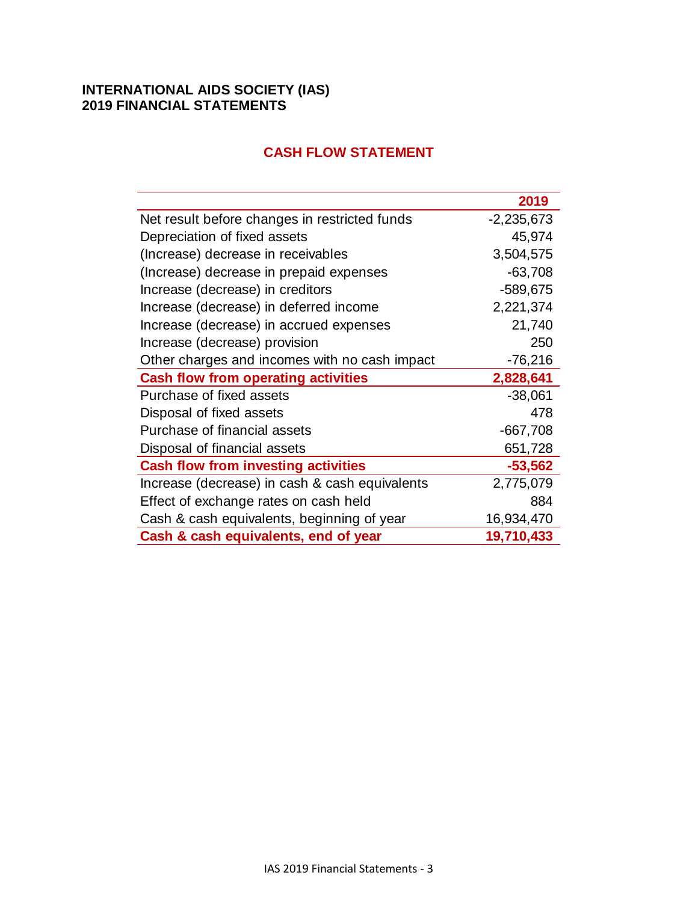**INTERNATIONAL AIDS SOCIETY (IAS)**
**2019 FINANCIAL STATEMENTS**

## CASH FLOW STATEMENT

| | 2019 |
|---|---:|
| Net result before changes in restricted funds | -2,235,673 |
| Depreciation of fixed assets | 45,974 |
| (Increase) decrease in receivables | 3,504,575 |
| (Increase) decrease in prepaid expenses | -63,708 |
| Increase (decrease) in creditors | -589,675 |
| Increase (decrease) in deferred income | 2,221,374 |
| Increase (decrease) in accrued expenses | 21,740 |
| Increase (decrease) provision | 250 |
| Other charges and incomes with no cash impact | -76,216 |
| **Cash flow from operating activities** | **2,828,641** |
| Purchase of fixed assets | -38,061 |
| Disposal of fixed assets | 478 |
| Purchase of financial assets | -667,708 |
| Disposal of financial assets | 651,728 |
| **Cash flow from investing activities** | **-53,562** |
| Increase (decrease) in cash & cash equivalents | 2,775,079 |
| Effect of exchange rates on cash held | 884 |
| Cash & cash equivalents, beginning of year | 16,934,470 |
| **Cash & cash equivalents, end of year** | **19,710,433** |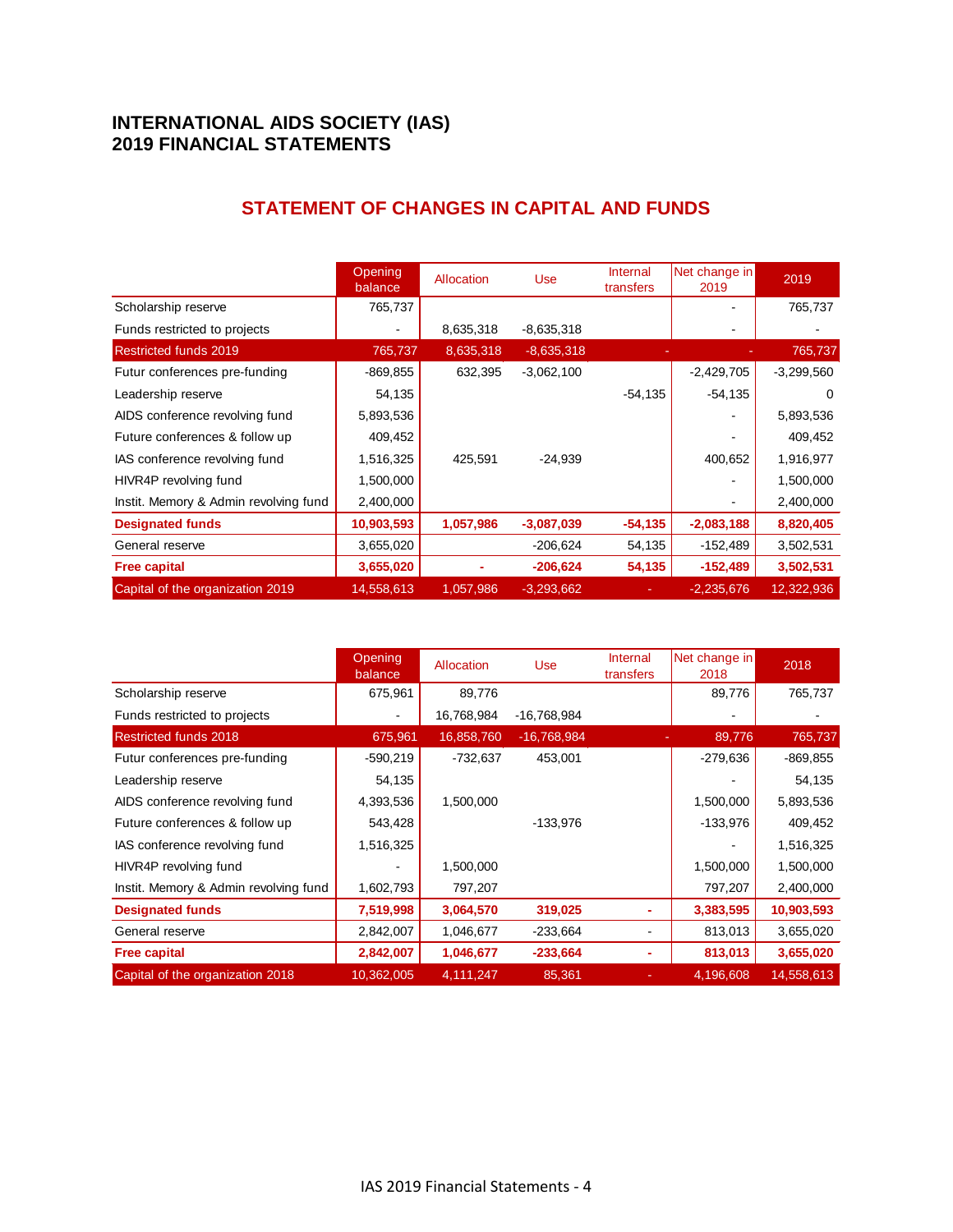# INTERNATIONAL AIDS SOCIETY (IAS)
# 2019 FINANCIAL STATEMENTS

## STATEMENT OF CHANGES IN CAPITAL AND FUNDS

| | Opening balance | Allocation | Use | Internal transfers | Net change in 2019 | 2019 |
|---|---|---|---|---|---|---|
| Scholarship reserve | 765,737 | | | | - | 765,737 |
| Funds restricted to projects | - | 8,635,318 | -8,635,318 | | - | - |
| Restricted funds 2019 | 765,737 | 8,635,318 | -8,635,318 | - | - | 765,737 |
| Futur conferences pre-funding | -869,855 | 632,395 | -3,062,100 | | -2,429,705 | -3,299,560 |
| Leadership reserve | 54,135 | | | -54,135 | -54,135 | 0 |
| AIDS conference revolving fund | 5,893,536 | | | | - | 5,893,536 |
| Future conferences & follow up | 409,452 | | | | - | 409,452 |
| IAS conference revolving fund | 1,516,325 | 425,591 | -24,939 | | 400,652 | 1,916,977 |
| HIVR4P revolving fund | 1,500,000 | | | | - | 1,500,000 |
| Instit. Memory & Admin revolving fund | 2,400,000 | | | | - | 2,400,000 |
| **Designated funds** | **10,903,593** | **1,057,986** | **-3,087,039** | **-54,135** | **-2,083,188** | **8,820,405** |
| General reserve | 3,655,020 | | -206,624 | 54,135 | -152,489 | 3,502,531 |
| **Free capital** | **3,655,020** | **-** | **-206,624** | **54,135** | **-152,489** | **3,502,531** |
| Capital of the organization 2019 | 14,558,613 | 1,057,986 | -3,293,662 | - | -2,235,676 | 12,322,936 |

| | Opening balance | Allocation | Use | Internal transfers | Net change in 2018 | 2018 |
|---|---|---|---|---|---|---|
| Scholarship reserve | 675,961 | 89,776 | | | 89,776 | 765,737 |
| Funds restricted to projects | - | 16,768,984 | -16,768,984 | | - | - |
| Restricted funds 2018 | 675,961 | 16,858,760 | -16,768,984 | - | 89,776 | 765,737 |
| Futur conferences pre-funding | -590,219 | -732,637 | 453,001 | | -279,636 | -869,855 |
| Leadership reserve | 54,135 | | | | - | 54,135 |
| AIDS conference revolving fund | 4,393,536 | 1,500,000 | | | 1,500,000 | 5,893,536 |
| Future conferences & follow up | 543,428 | | -133,976 | | -133,976 | 409,452 |
| IAS conference revolving fund | 1,516,325 | | | | - | 1,516,325 |
| HIVR4P revolving fund | - | 1,500,000 | | | 1,500,000 | 1,500,000 |
| Instit. Memory & Admin revolving fund | 1,602,793 | 797,207 | | | 797,207 | 2,400,000 |
| **Designated funds** | **7,519,998** | **3,064,570** | **319,025** | **-** | **3,383,595** | **10,903,593** |
| General reserve | 2,842,007 | 1,046,677 | -233,664 | - | 813,013 | 3,655,020 |
| **Free capital** | **2,842,007** | **1,046,677** | **-233,664** | **-** | **813,013** | **3,655,020** |
| Capital of the organization 2018 | 10,362,005 | 4,111,247 | 85,361 | - | 4,196,608 | 14,558,613 |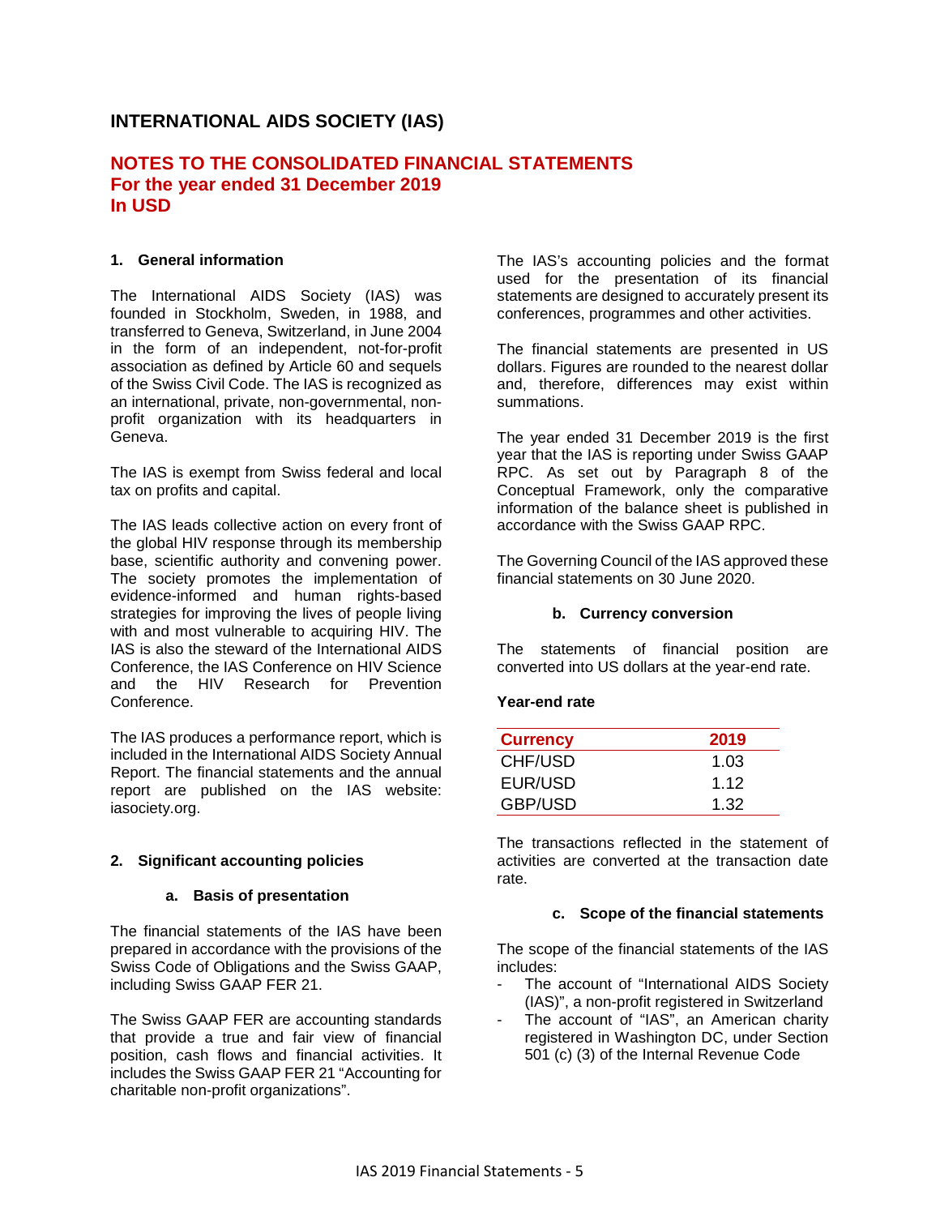# INTERNATIONAL AIDS SOCIETY (IAS)

## NOTES TO THE CONSOLIDATED FINANCIAL STATEMENTS
## For the year ended 31 December 2019
## In USD

### 1. General information

The International AIDS Society (IAS) was founded in Stockholm, Sweden, in 1988, and transferred to Geneva, Switzerland, in June 2004 in the form of an independent, not-for-profit association as defined by Article 60 and sequels of the Swiss Civil Code. The IAS is recognized as an international, private, non-governmental, non-profit organization with its headquarters in Geneva.

The IAS is exempt from Swiss federal and local tax on profits and capital.

The IAS leads collective action on every front of the global HIV response through its membership base, scientific authority and convening power. The society promotes the implementation of evidence-informed and human rights-based strategies for improving the lives of people living with and most vulnerable to acquiring HIV. The IAS is also the steward of the International AIDS Conference, the IAS Conference on HIV Science and the HIV Research for Prevention Conference.

The IAS produces a performance report, which is included in the International AIDS Society Annual Report. The financial statements and the annual report are published on the IAS website: iasociety.org.

### 2. Significant accounting policies

#### a. Basis of presentation

The financial statements of the IAS have been prepared in accordance with the provisions of the Swiss Code of Obligations and the Swiss GAAP, including Swiss GAAP FER 21.

The Swiss GAAP FER are accounting standards that provide a true and fair view of financial position, cash flows and financial activities. It includes the Swiss GAAP FER 21 "Accounting for charitable non-profit organizations".

The IAS's accounting policies and the format used for the presentation of its financial statements are designed to accurately present its conferences, programmes and other activities.

The financial statements are presented in US dollars. Figures are rounded to the nearest dollar and, therefore, differences may exist within summations.

The year ended 31 December 2019 is the first year that the IAS is reporting under Swiss GAAP RPC. As set out by Paragraph 8 of the Conceptual Framework, only the comparative information of the balance sheet is published in accordance with the Swiss GAAP RPC.

The Governing Council of the IAS approved these financial statements on 30 June 2020.

#### b. Currency conversion

The statements of financial position are converted into US dollars at the year-end rate.

**Year-end rate**

| Currency | 2019 |
|---|---|
| CHF/USD | 1.03 |
| EUR/USD | 1.12 |
| GBP/USD | 1.32 |

The transactions reflected in the statement of activities are converted at the transaction date rate.

#### c. Scope of the financial statements

The scope of the financial statements of the IAS includes:

- The account of "International AIDS Society (IAS)", a non-profit registered in Switzerland
- The account of "IAS", an American charity registered in Washington DC, under Section 501 (c) (3) of the Internal Revenue Code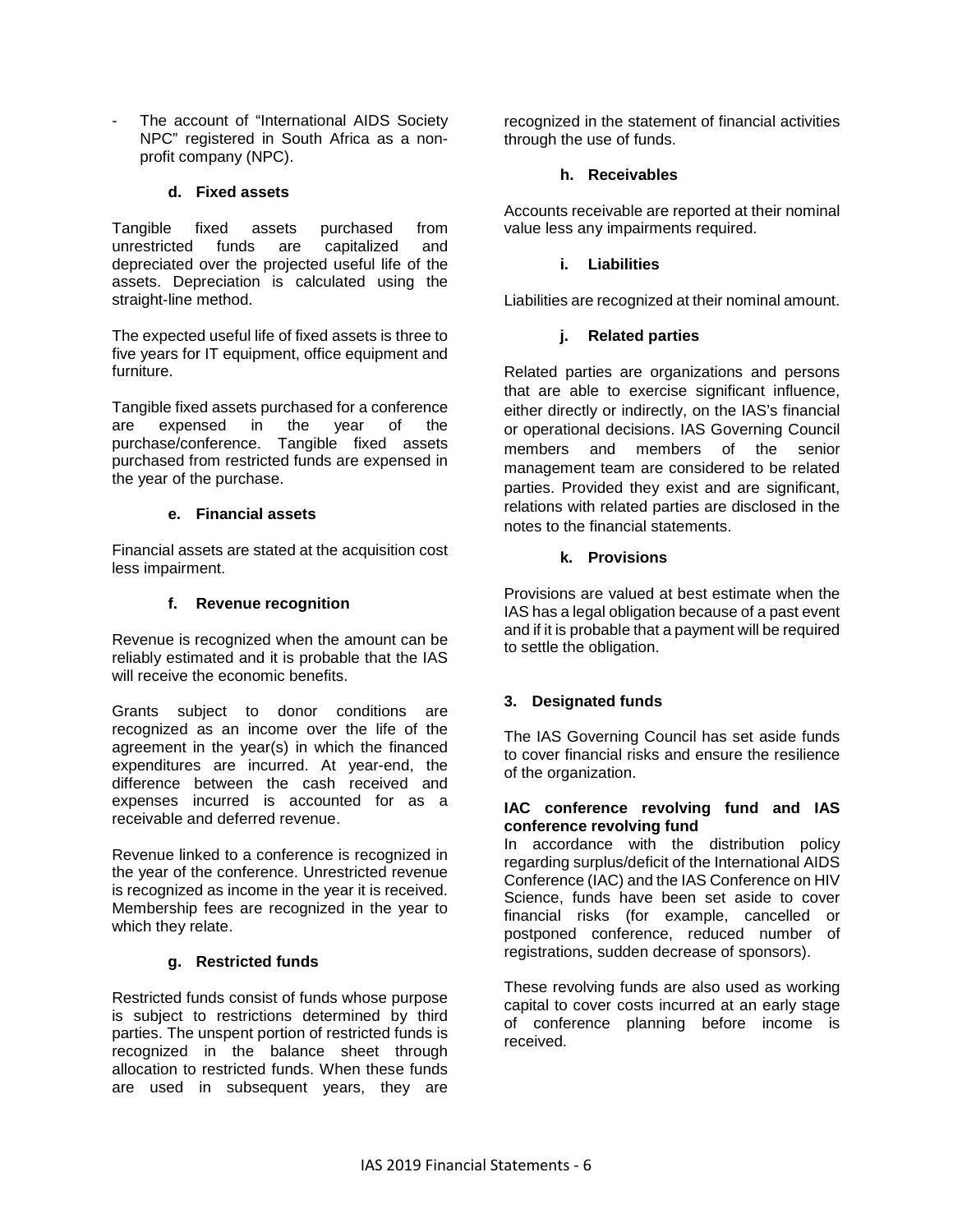- The account of "International AIDS Society NPC" registered in South Africa as a non-profit company (NPC).

#### d. Fixed assets

Tangible fixed assets purchased from unrestricted funds are capitalized and depreciated over the projected useful life of the assets. Depreciation is calculated using the straight-line method.

The expected useful life of fixed assets is three to five years for IT equipment, office equipment and furniture.

Tangible fixed assets purchased for a conference are expensed in the year of the purchase/conference. Tangible fixed assets purchased from restricted funds are expensed in the year of the purchase.

#### e. Financial assets

Financial assets are stated at the acquisition cost less impairment.

#### f. Revenue recognition

Revenue is recognized when the amount can be reliably estimated and it is probable that the IAS will receive the economic benefits.

Grants subject to donor conditions are recognized as an income over the life of the agreement in the year(s) in which the financed expenditures are incurred. At year-end, the difference between the cash received and expenses incurred is accounted for as a receivable and deferred revenue.

Revenue linked to a conference is recognized in the year of the conference. Unrestricted revenue is recognized as income in the year it is received. Membership fees are recognized in the year to which they relate.

#### g. Restricted funds

Restricted funds consist of funds whose purpose is subject to restrictions determined by third parties. The unspent portion of restricted funds is recognized in the balance sheet through allocation to restricted funds. When these funds are used in subsequent years, they are recognized in the statement of financial activities through the use of funds.

#### h. Receivables

Accounts receivable are reported at their nominal value less any impairments required.

#### i. Liabilities

Liabilities are recognized at their nominal amount.

#### j. Related parties

Related parties are organizations and persons that are able to exercise significant influence, either directly or indirectly, on the IAS's financial or operational decisions. IAS Governing Council members and members of the senior management team are considered to be related parties. Provided they exist and are significant, relations with related parties are disclosed in the notes to the financial statements.

#### k. Provisions

Provisions are valued at best estimate when the IAS has a legal obligation because of a past event and if it is probable that a payment will be required to settle the obligation.

### 3. Designated funds

The IAS Governing Council has set aside funds to cover financial risks and ensure the resilience of the organization.

**IAC conference revolving fund and IAS conference revolving fund**

In accordance with the distribution policy regarding surplus/deficit of the International AIDS Conference (IAC) and the IAS Conference on HIV Science, funds have been set aside to cover financial risks (for example, cancelled or postponed conference, reduced number of registrations, sudden decrease of sponsors).

These revolving funds are also used as working capital to cover costs incurred at an early stage of conference planning before income is received.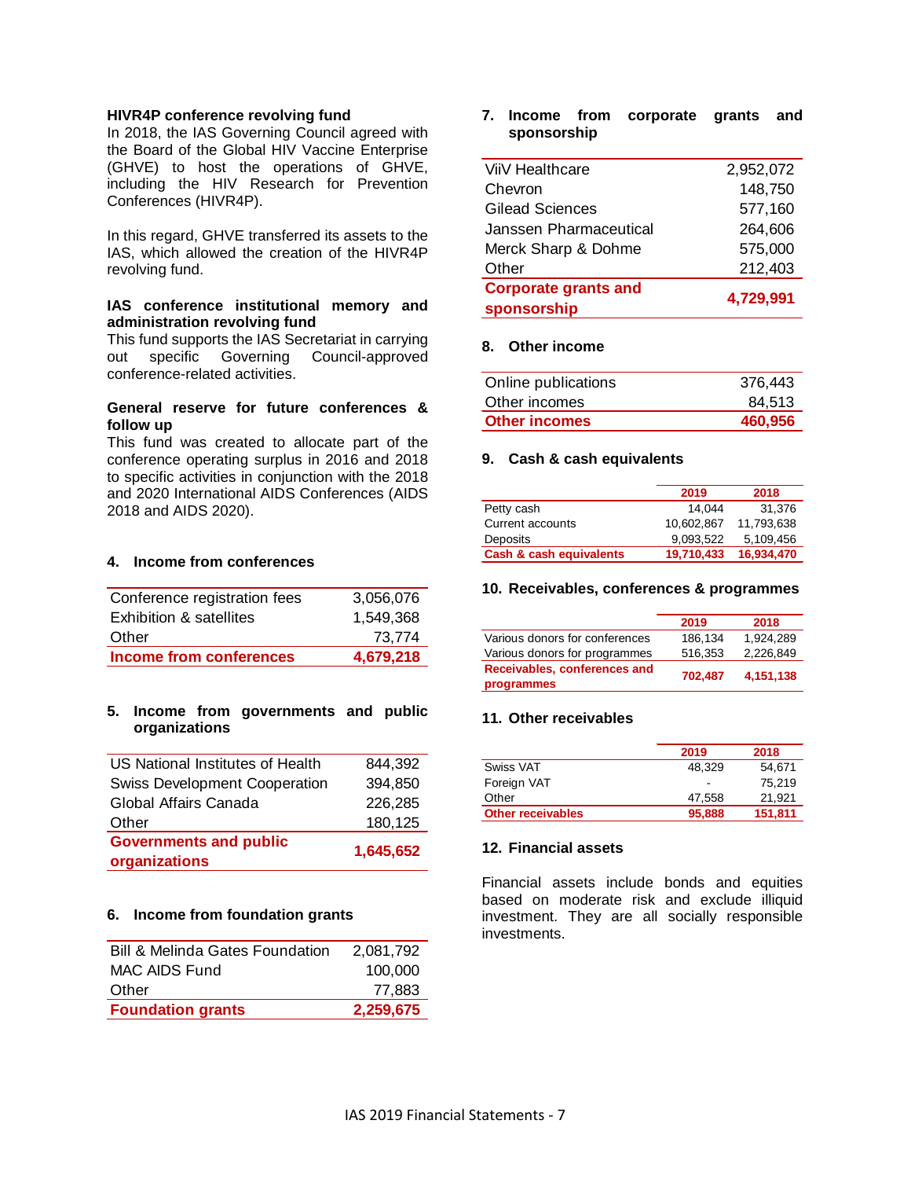**HIVR4P conference revolving fund**

In 2018, the IAS Governing Council agreed with the Board of the Global HIV Vaccine Enterprise (GHVE) to host the operations of GHVE, including the HIV Research for Prevention Conferences (HIVR4P).

In this regard, GHVE transferred its assets to the IAS, which allowed the creation of the HIVR4P revolving fund.

**IAS conference institutional memory and administration revolving fund**

This fund supports the IAS Secretariat in carrying out specific Governing Council-approved conference-related activities.

**General reserve for future conferences & follow up**

This fund was created to allocate part of the conference operating surplus in 2016 and 2018 to specific activities in conjunction with the 2018 and 2020 International AIDS Conferences (AIDS 2018 and AIDS 2020).

## 4. Income from conferences

| | |
|---|---:|
| Conference registration fees | 3,056,076 |
| Exhibition & satellites | 1,549,368 |
| Other | 73,774 |
| **Income from conferences** | **4,679,218** |

## 5. Income from governments and public organizations

| | |
|---|---:|
| US National Institutes of Health | 844,392 |
| Swiss Development Cooperation | 394,850 |
| Global Affairs Canada | 226,285 |
| Other | 180,125 |
| **Governments and public organizations** | **1,645,652** |

## 6. Income from foundation grants

| | |
|---|---:|
| Bill & Melinda Gates Foundation | 2,081,792 |
| MAC AIDS Fund | 100,000 |
| Other | 77,883 |
| **Foundation grants** | **2,259,675** |

## 7. Income from corporate grants and sponsorship

| | |
|---|---:|
| ViiV Healthcare | 2,952,072 |
| Chevron | 148,750 |
| Gilead Sciences | 577,160 |
| Janssen Pharmaceutical | 264,606 |
| Merck Sharp & Dohme | 575,000 |
| Other | 212,403 |
| **Corporate grants and sponsorship** | **4,729,991** |

## 8. Other income

| | |
|---|---:|
| Online publications | 376,443 |
| Other incomes | 84,513 |
| **Other incomes** | **460,956** |

## 9. Cash & cash equivalents

| | 2019 | 2018 |
|---|---:|---:|
| Petty cash | 14,044 | 31,376 |
| Current accounts | 10,602,867 | 11,793,638 |
| Deposits | 9,093,522 | 5,109,456 |
| **Cash & cash equivalents** | **19,710,433** | **16,934,470** |

## 10. Receivables, conferences & programmes

| | 2019 | 2018 |
|---|---:|---:|
| Various donors for conferences | 186,134 | 1,924,289 |
| Various donors for programmes | 516,353 | 2,226,849 |
| **Receivables, conferences and programmes** | **702,487** | **4,151,138** |

## 11. Other receivables

| | 2019 | 2018 |
|---|---:|---:|
| Swiss VAT | 48,329 | 54,671 |
| Foreign VAT | - | 75,219 |
| Other | 47,558 | 21,921 |
| **Other receivables** | **95,888** | **151,811** |

## 12. Financial assets

Financial assets include bonds and equities based on moderate risk and exclude illiquid investment. They are all socially responsible investments.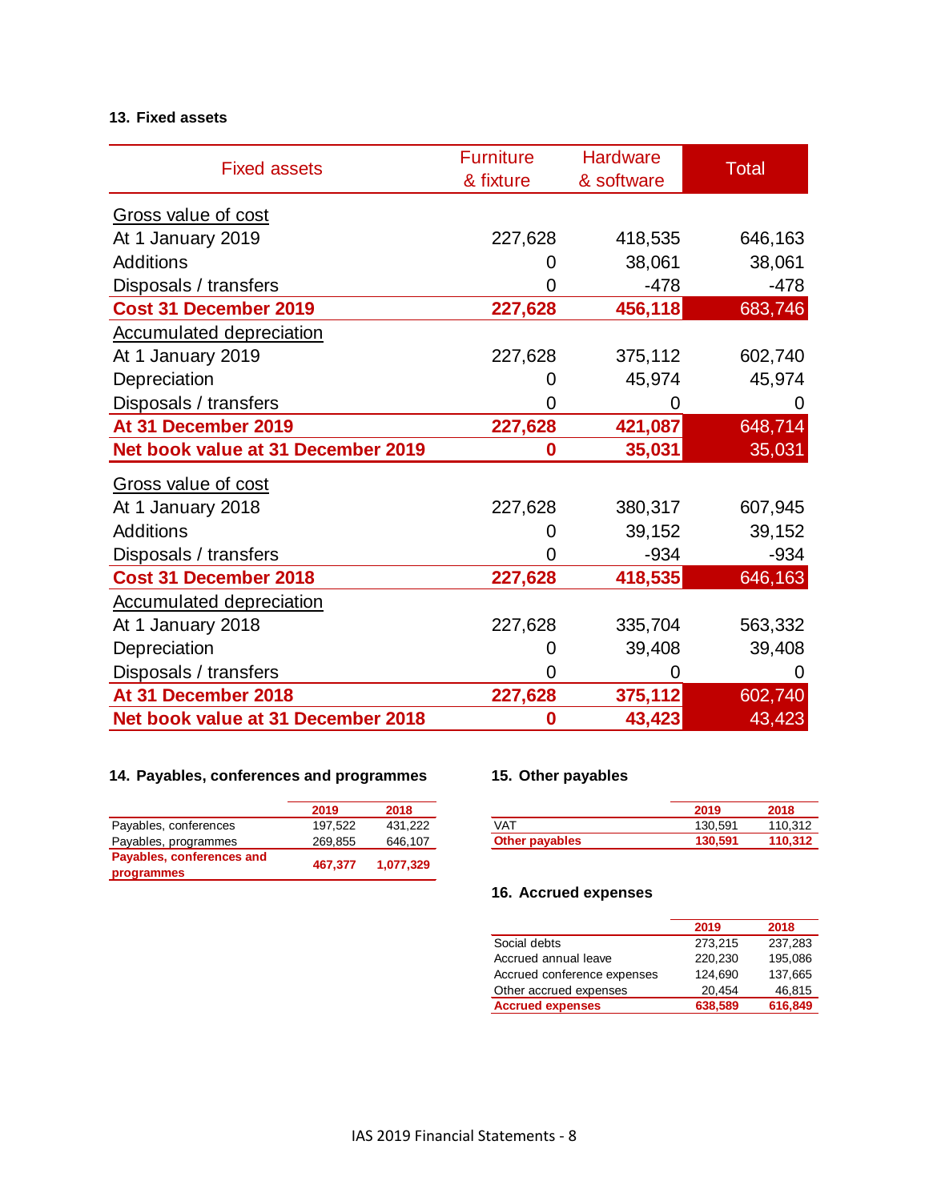### 13. Fixed assets

| Fixed assets | Furniture & fixture | Hardware & software | Total |
|---|---|---|---|
| Gross value of cost | | | |
| At 1 January 2019 | 227,628 | 418,535 | 646,163 |
| Additions | 0 | 38,061 | 38,061 |
| Disposals / transfers | 0 | -478 | -478 |
| **Cost 31 December 2019** | **227,628** | **456,118** | **683,746** |
| Accumulated depreciation | | | |
| At 1 January 2019 | 227,628 | 375,112 | 602,740 |
| Depreciation | 0 | 45,974 | 45,974 |
| Disposals / transfers | 0 | 0 | 0 |
| **At 31 December 2019** | **227,628** | **421,087** | **648,714** |
| **Net book value at 31 December 2019** | **0** | **35,031** | **35,031** |
| Gross value of cost | | | |
| At 1 January 2018 | 227,628 | 380,317 | 607,945 |
| Additions | 0 | 39,152 | 39,152 |
| Disposals / transfers | 0 | -934 | -934 |
| **Cost 31 December 2018** | **227,628** | **418,535** | **646,163** |
| Accumulated depreciation | | | |
| At 1 January 2018 | 227,628 | 335,704 | 563,332 |
| Depreciation | 0 | 39,408 | 39,408 |
| Disposals / transfers | 0 | 0 | 0 |
| **At 31 December 2018** | **227,628** | **375,112** | **602,740** |
| **Net book value at 31 December 2018** | **0** | **43,423** | **43,423** |

### 14. Payables, conferences and programmes

| | 2019 | 2018 |
|---|---|---|
| Payables, conferences | 197,522 | 431,222 |
| Payables, programmes | 269,855 | 646,107 |
| **Payables, conferences and programmes** | **467,377** | **1,077,329** |

### 15. Other payables

| | 2019 | 2018 |
|---|---|---|
| VAT | 130,591 | 110,312 |
| **Other payables** | **130,591** | **110,312** |

### 16. Accrued expenses

| | 2019 | 2018 |
|---|---|---|
| Social debts | 273,215 | 237,283 |
| Accrued annual leave | 220,230 | 195,086 |
| Accrued conference expenses | 124,690 | 137,665 |
| Other accrued expenses | 20,454 | 46,815 |
| **Accrued expenses** | **638,589** | **616,849** |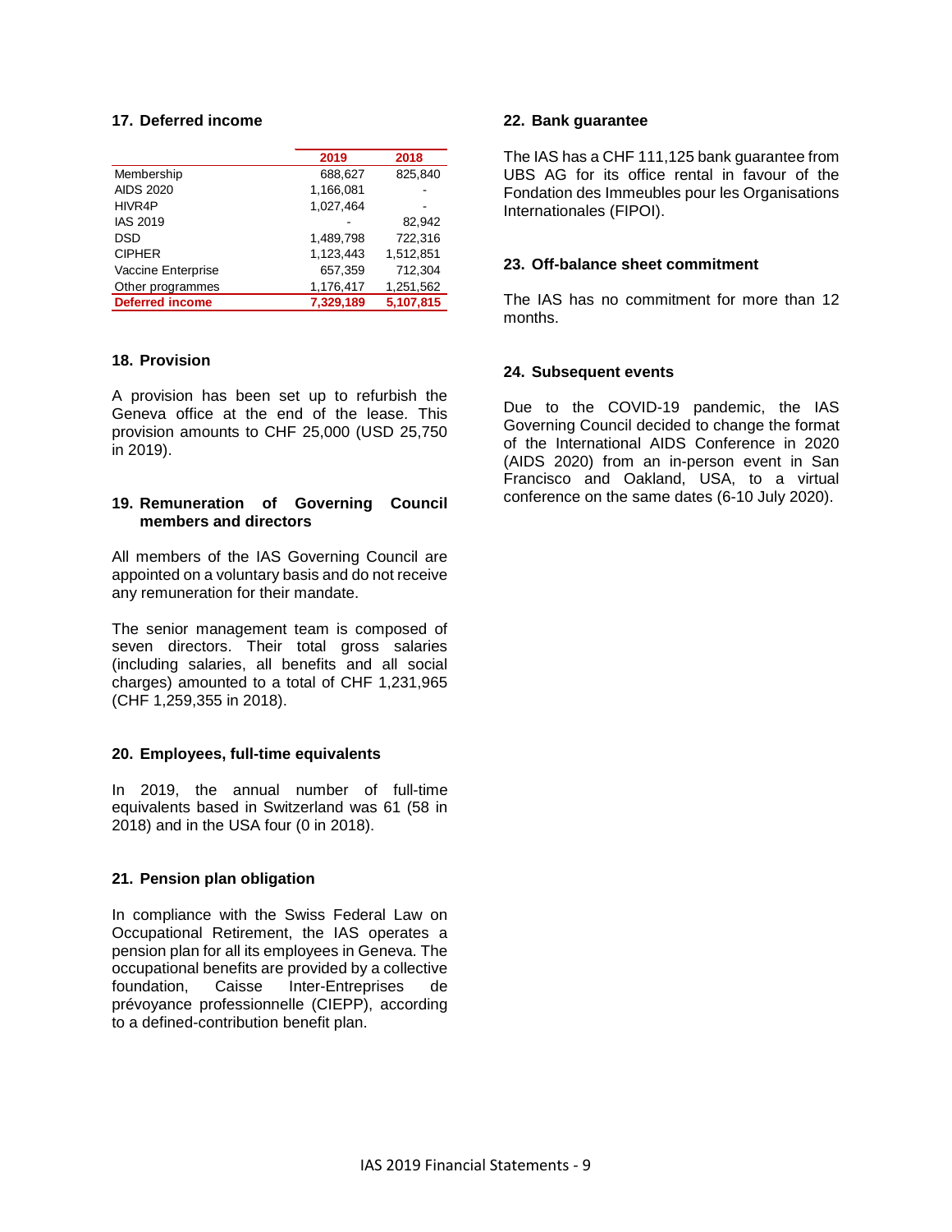## 17. Deferred income

| | 2019 | 2018 |
|---|---|---|
| Membership | 688,627 | 825,840 |
| AIDS 2020 | 1,166,081 | - |
| HIVR4P | 1,027,464 | - |
| IAS 2019 | - | 82,942 |
| DSD | 1,489,798 | 722,316 |
| CIPHER | 1,123,443 | 1,512,851 |
| Vaccine Enterprise | 657,359 | 712,304 |
| Other programmes | 1,176,417 | 1,251,562 |
| **Deferred income** | **7,329,189** | **5,107,815** |

## 18. Provision

A provision has been set up to refurbish the Geneva office at the end of the lease. This provision amounts to CHF 25,000 (USD 25,750 in 2019).

## 19. Remuneration of Governing Council members and directors

All members of the IAS Governing Council are appointed on a voluntary basis and do not receive any remuneration for their mandate.

The senior management team is composed of seven directors. Their total gross salaries (including salaries, all benefits and all social charges) amounted to a total of CHF 1,231,965 (CHF 1,259,355 in 2018).

## 20. Employees, full-time equivalents

In 2019, the annual number of full-time equivalents based in Switzerland was 61 (58 in 2018) and in the USA four (0 in 2018).

## 21. Pension plan obligation

In compliance with the Swiss Federal Law on Occupational Retirement, the IAS operates a pension plan for all its employees in Geneva. The occupational benefits are provided by a collective foundation, Caisse Inter-Entreprises de prévoyance professionnelle (CIEPP), according to a defined-contribution benefit plan.

## 22. Bank guarantee

The IAS has a CHF 111,125 bank guarantee from UBS AG for its office rental in favour of the Fondation des Immeubles pour les Organisations Internationales (FIPOI).

## 23. Off-balance sheet commitment

The IAS has no commitment for more than 12 months.

## 24. Subsequent events

Due to the COVID-19 pandemic, the IAS Governing Council decided to change the format of the International AIDS Conference in 2020 (AIDS 2020) from an in-person event in San Francisco and Oakland, USA, to a virtual conference on the same dates (6-10 July 2020).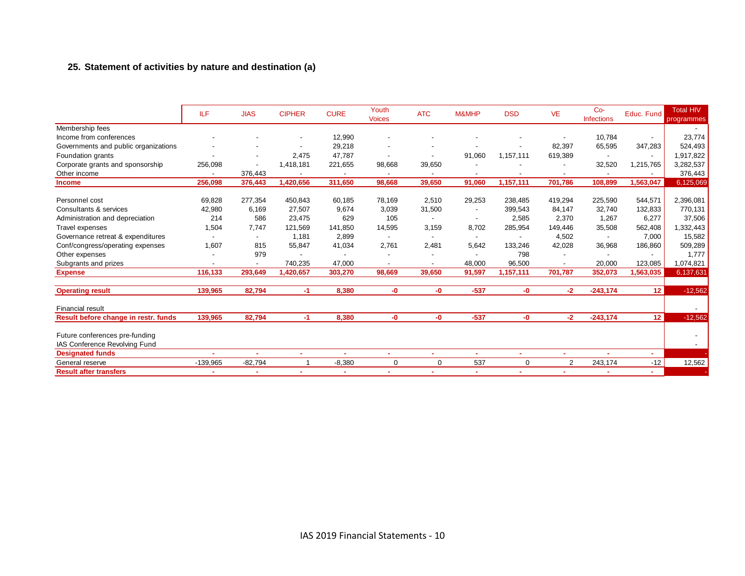## 25. Statement of activities by nature and destination (a)

| | ILF | JIAS | CIPHER | CURE | Youth Voices | ATC | M&MHP | DSD | VE | Co-Infections | Educ. Fund | Total HIV programmes |
|---|---|---|---|---|---|---|---|---|---|---|---|---|
| Membership fees | | | | | | | | | | | | - |
| Income from conferences | - | - | - | 12,990 | - | - | - | - | - | 10,784 | - | 23,774 |
| Governments and public organizations | - | - | - | 29,218 | - | - | - | - | 82,397 | 65,595 | 347,283 | 524,493 |
| Foundation grants | - | - | 2,475 | 47,787 | - | - | 91,060 | 1,157,111 | 619,389 | - | - | 1,917,822 |
| Corporate grants and sponsorship | 256,098 | - | 1,418,181 | 221,655 | 98,668 | 39,650 | - | - | - | 32,520 | 1,215,765 | 3,282,537 |
| Other income | - | 376,443 | - | - | - | - | - | - | - | - | - | 376,443 |
| **Income** | **256,098** | **376,443** | **1,420,656** | **311,650** | **98,668** | **39,650** | **91,060** | **1,157,111** | **701,786** | **108,899** | **1,563,047** | **6,125,069** |
| | | | | | | | | | | | | |
| Personnel cost | 69,828 | 277,354 | 450,843 | 60,185 | 78,169 | 2,510 | 29,253 | 238,485 | 419,294 | 225,590 | 544,571 | 2,396,081 |
| Consultants & services | 42,980 | 6,169 | 27,507 | 9,674 | 3,039 | 31,500 | - | 399,543 | 84,147 | 32,740 | 132,833 | 770,131 |
| Administration and depreciation | 214 | 586 | 23,475 | 629 | 105 | - | - | 2,585 | 2,370 | 1,267 | 6,277 | 37,506 |
| Travel expenses | 1,504 | 7,747 | 121,569 | 141,850 | 14,595 | 3,159 | 8,702 | 285,954 | 149,446 | 35,508 | 562,408 | 1,332,443 |
| Governance retreat & expenditures | - | - | 1,181 | 2,899 | - | - | - | - | 4,502 | - | 7,000 | 15,582 |
| Conf/congress/operating expenses | 1,607 | 815 | 55,847 | 41,034 | 2,761 | 2,481 | 5,642 | 133,246 | 42,028 | 36,968 | 186,860 | 509,289 |
| Other expenses | - | 979 | - | - | - | - | - | 798 | - | - | - | 1,777 |
| Subgrants and prizes | - | - | 740,235 | 47,000 | - | - | 48,000 | 96,500 | - | 20,000 | 123,085 | 1,074,821 |
| **Expense** | **116,133** | **293,649** | **1,420,657** | **303,270** | **98,669** | **39,650** | **91,597** | **1,157,111** | **701,787** | **352,073** | **1,563,035** | **6,137,631** |
| | | | | | | | | | | | | |
| **Operating result** | **139,965** | **82,794** | **-1** | **8,380** | **-0** | **-0** | **-537** | **-0** | **-2** | **-243,174** | **12** | **-12,562** |
| | | | | | | | | | | | | |
| Financial result | | | | | | | | | | | | - |
| **Result before change in restr. funds** | **139,965** | **82,794** | **-1** | **8,380** | **-0** | **-0** | **-537** | **-0** | **-2** | **-243,174** | **12** | **-12,562** |
| | | | | | | | | | | | | |
| Future conferences pre-funding | | | | | | | | | | | | - |
| IAS Conference Revolving Fund | | | | | | | | | | | | - |
| **Designated funds** | **-** | **-** | **-** | **-** | **-** | **-** | **-** | **-** | **-** | **-** | **-** | **-** |
| General reserve | -139,965 | -82,794 | 1 | -8,380 | 0 | 0 | 537 | 0 | 2 | 243,174 | -12 | 12,562 |
| **Result after transfers** | **-** | **-** | **-** | **-** | **-** | **-** | **-** | **-** | **-** | **-** | **-** | **-** |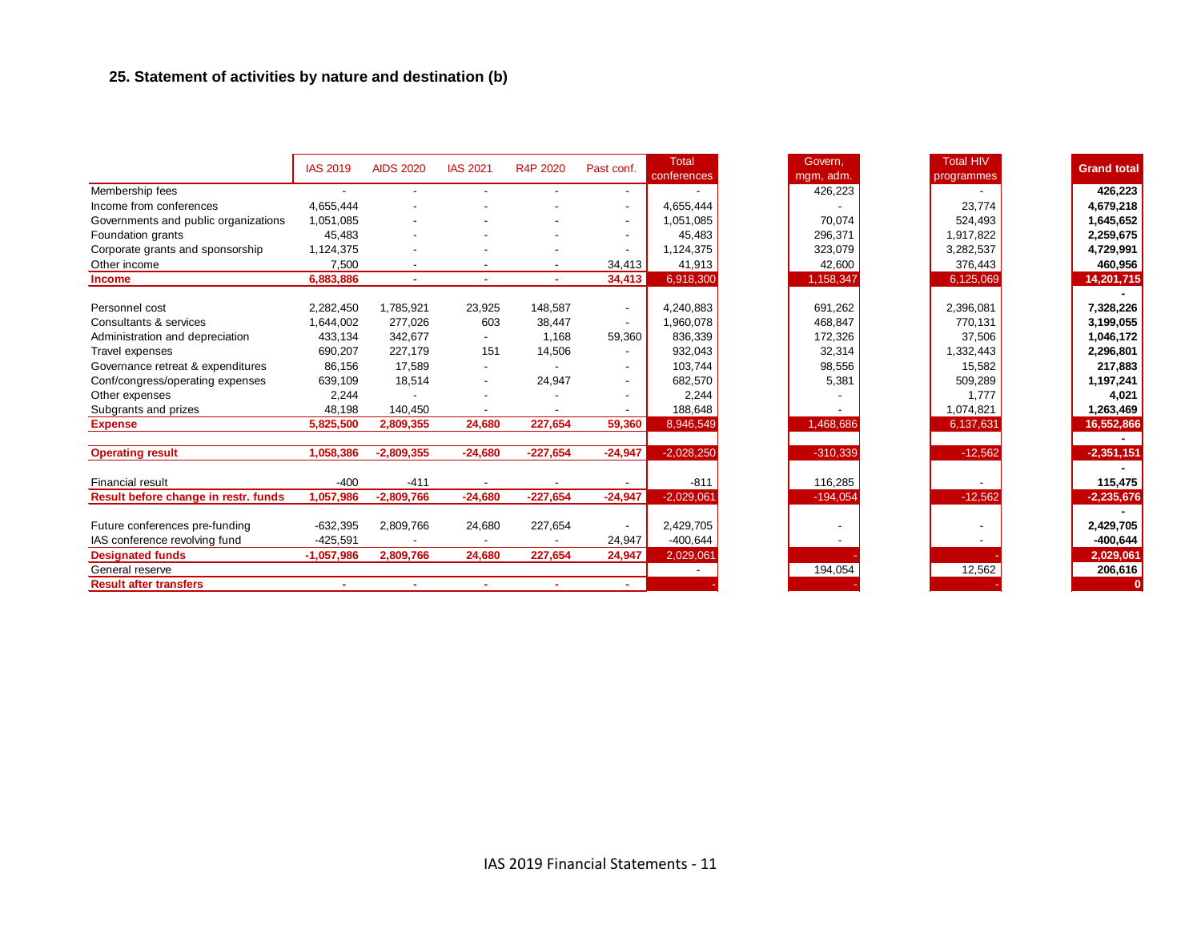## 25. Statement of activities by nature and destination (b)

| | IAS 2019 | AIDS 2020 | IAS 2021 | R4P 2020 | Past conf. | Total conferences | Govern, mgm, adm. | Total HIV programmes | Grand total |
|---|---|---|---|---|---|---|---|---|---|
| Membership fees | - | - | - | - | - | - | 426,223 | - | **426,223** |
| Income from conferences | 4,655,444 | - | - | - | - | 4,655,444 | - | 23,774 | **4,679,218** |
| Governments and public organizations | 1,051,085 | - | - | - | - | 1,051,085 | 70,074 | 524,493 | **1,645,652** |
| Foundation grants | 45,483 | - | - | - | - | 45,483 | 296,371 | 1,917,822 | **2,259,675** |
| Corporate grants and sponsorship | 1,124,375 | - | - | - | - | 1,124,375 | 323,079 | 3,282,537 | **4,729,991** |
| Other income | 7,500 | - | - | - | 34,413 | 41,913 | 42,600 | 376,443 | **460,956** |
| **Income** | **6,883,886** | **-** | **-** | **-** | **34,413** | 6,918,300 | 1,158,347 | 6,125,069 | **14,201,715** |
| | | | | | | | | | **-** |
| Personnel cost | 2,282,450 | 1,785,921 | 23,925 | 148,587 | - | 4,240,883 | 691,262 | 2,396,081 | **7,328,226** |
| Consultants & services | 1,644,002 | 277,026 | 603 | 38,447 | - | 1,960,078 | 468,847 | 770,131 | **3,199,055** |
| Administration and depreciation | 433,134 | 342,677 | - | 1,168 | 59,360 | 836,339 | 172,326 | 37,506 | **1,046,172** |
| Travel expenses | 690,207 | 227,179 | 151 | 14,506 | - | 932,043 | 32,314 | 1,332,443 | **2,296,801** |
| Governance retreat & expenditures | 86,156 | 17,589 | - | - | - | 103,744 | 98,556 | 15,582 | **217,883** |
| Conf/congress/operating expenses | 639,109 | 18,514 | - | 24,947 | - | 682,570 | 5,381 | 509,289 | **1,197,241** |
| Other expenses | 2,244 | - | - | - | - | 2,244 | - | 1,777 | **4,021** |
| Subgrants and prizes | 48,198 | 140,450 | - | - | - | 188,648 | - | 1,074,821 | **1,263,469** |
| **Expense** | **5,825,500** | **2,809,355** | **24,680** | **227,654** | **59,360** | 8,946,549 | 1,468,686 | 6,137,631 | **16,552,866** |
| | | | | | | | | | **-** |
| **Operating result** | **1,058,386** | **-2,809,355** | **-24,680** | **-227,654** | **-24,947** | -2,028,250 | -310,339 | -12,562 | **-2,351,151** |
| | | | | | | | | | **-** |
| Financial result | -400 | -411 | - | - | - | -811 | 116,285 | - | **115,475** |
| **Result before change in restr. funds** | **1,057,986** | **-2,809,766** | **-24,680** | **-227,654** | **-24,947** | -2,029,061 | -194,054 | -12,562 | **-2,235,676** |
| | | | | | | | | | **-** |
| Future conferences pre-funding | -632,395 | 2,809,766 | 24,680 | 227,654 | - | 2,429,705 | - | - | **2,429,705** |
| IAS conference revolving fund | -425,591 | - | - | - | 24,947 | -400,644 | - | - | **-400,644** |
| **Designated funds** | **-1,057,986** | **2,809,766** | **24,680** | **227,654** | **24,947** | 2,029,061 | - | - | **2,029,061** |
| General reserve | | | | | | - | 194,054 | 12,562 | **206,616** |
| **Result after transfers** | **-** | **-** | **-** | **-** | **-** | - | - | - | **0** |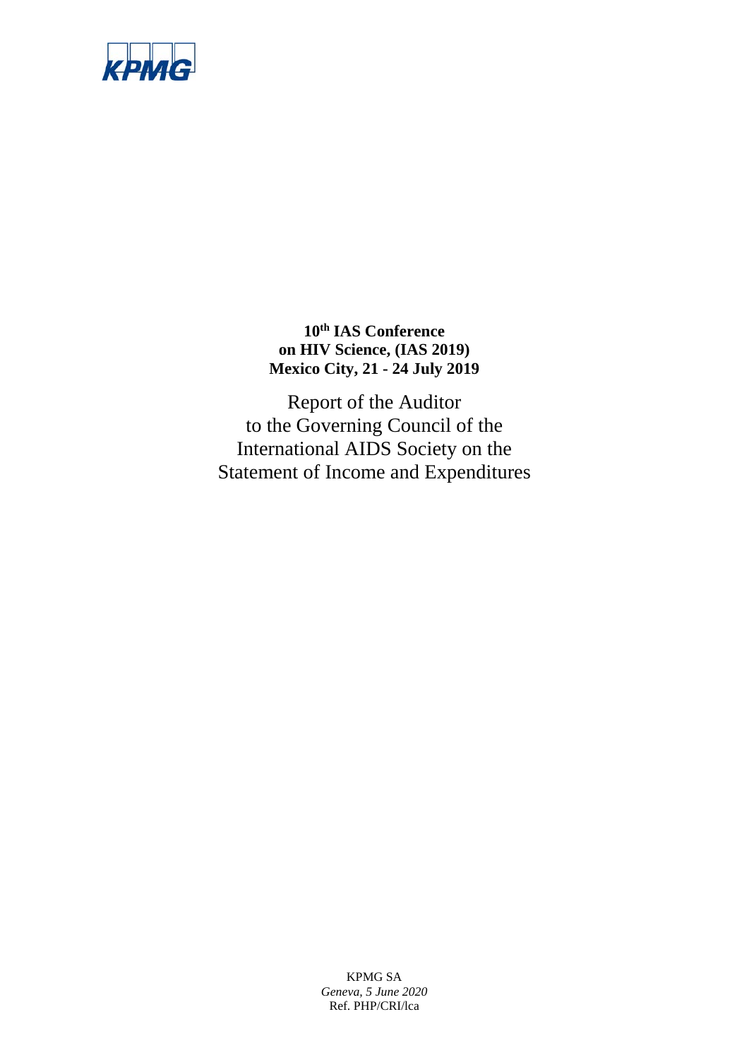KPMG

**10th IAS Conference**
**on HIV Science, (IAS 2019)**
**Mexico City, 21 - 24 July 2019**

Report of the Auditor
to the Governing Council of the
International AIDS Society on the
Statement of Income and Expenditures

KPMG SA
*Geneva, 5 June 2020*
Ref. PHP/CRI/lca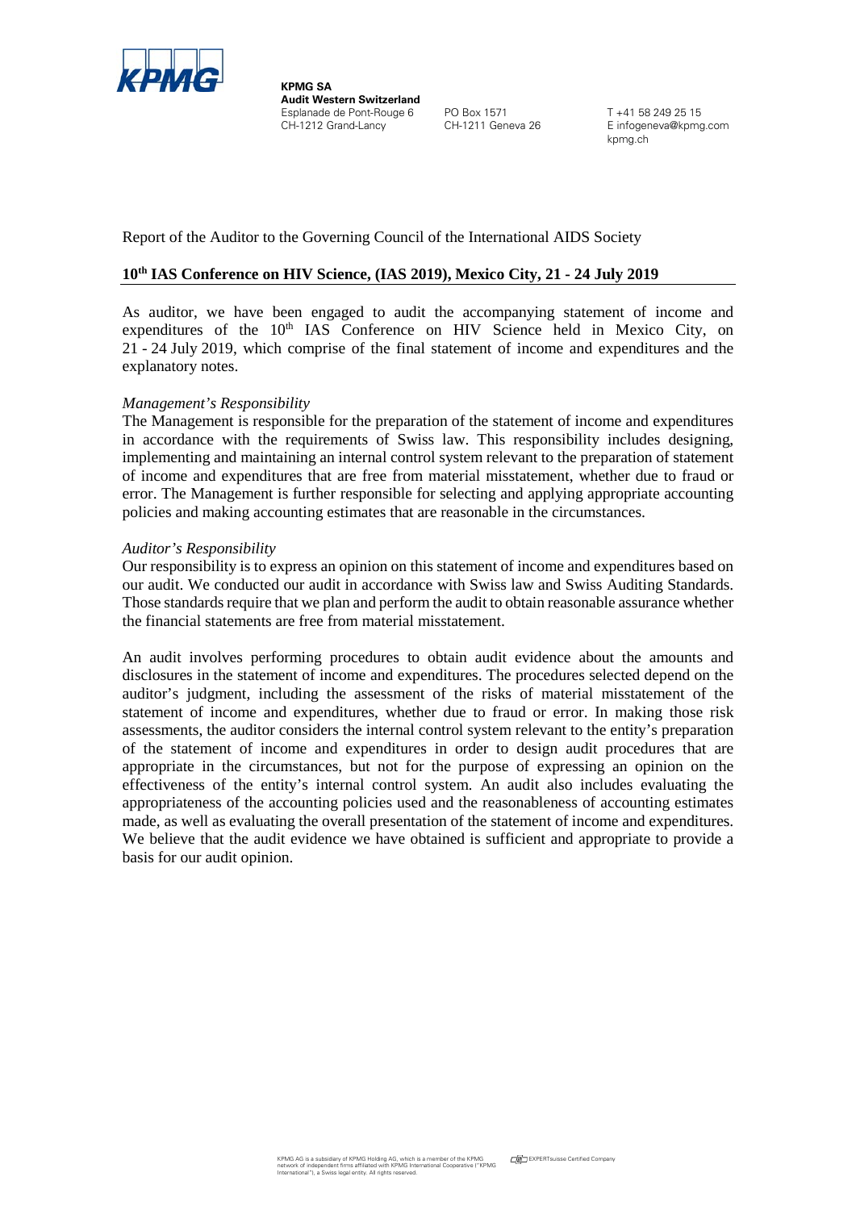**KPMG SA**
**Audit Western Switzerland**
Esplanade de Pont-Rouge 6
CH-1212 Grand-Lancy

PO Box 1571
CH-1211 Geneva 26

T +41 58 249 25 15
E infogeneva@kpmg.com
kpmg.ch

Report of the Auditor to the Governing Council of the International AIDS Society

**10th IAS Conference on HIV Science, (IAS 2019), Mexico City, 21 - 24 July 2019**

As auditor, we have been engaged to audit the accompanying statement of income and expenditures of the 10th IAS Conference on HIV Science held in Mexico City, on 21 - 24 July 2019, which comprise of the final statement of income and expenditures and the explanatory notes.

*Management's Responsibility*
The Management is responsible for the preparation of the statement of income and expenditures in accordance with the requirements of Swiss law. This responsibility includes designing, implementing and maintaining an internal control system relevant to the preparation of statement of income and expenditures that are free from material misstatement, whether due to fraud or error. The Management is further responsible for selecting and applying appropriate accounting policies and making accounting estimates that are reasonable in the circumstances.

*Auditor's Responsibility*
Our responsibility is to express an opinion on this statement of income and expenditures based on our audit. We conducted our audit in accordance with Swiss law and Swiss Auditing Standards. Those standards require that we plan and perform the audit to obtain reasonable assurance whether the financial statements are free from material misstatement.

An audit involves performing procedures to obtain audit evidence about the amounts and disclosures in the statement of income and expenditures. The procedures selected depend on the auditor's judgment, including the assessment of the risks of material misstatement of the statement of income and expenditures, whether due to fraud or error. In making those risk assessments, the auditor considers the internal control system relevant to the entity's preparation of the statement of income and expenditures in order to design audit procedures that are appropriate in the circumstances, but not for the purpose of expressing an opinion on the effectiveness of the entity's internal control system. An audit also includes evaluating the appropriateness of the accounting policies used and the reasonableness of accounting estimates made, as well as evaluating the overall presentation of the statement of income and expenditures. We believe that the audit evidence we have obtained is sufficient and appropriate to provide a basis for our audit opinion.

KPMG AG is a subsidiary of KPMG Holding AG, which is a member of the KPMG network of independent firms affiliated with KPMG International Cooperative ("KPMG International"), a Swiss legal entity. All rights reserved.

EXPERTsuisse Certified Company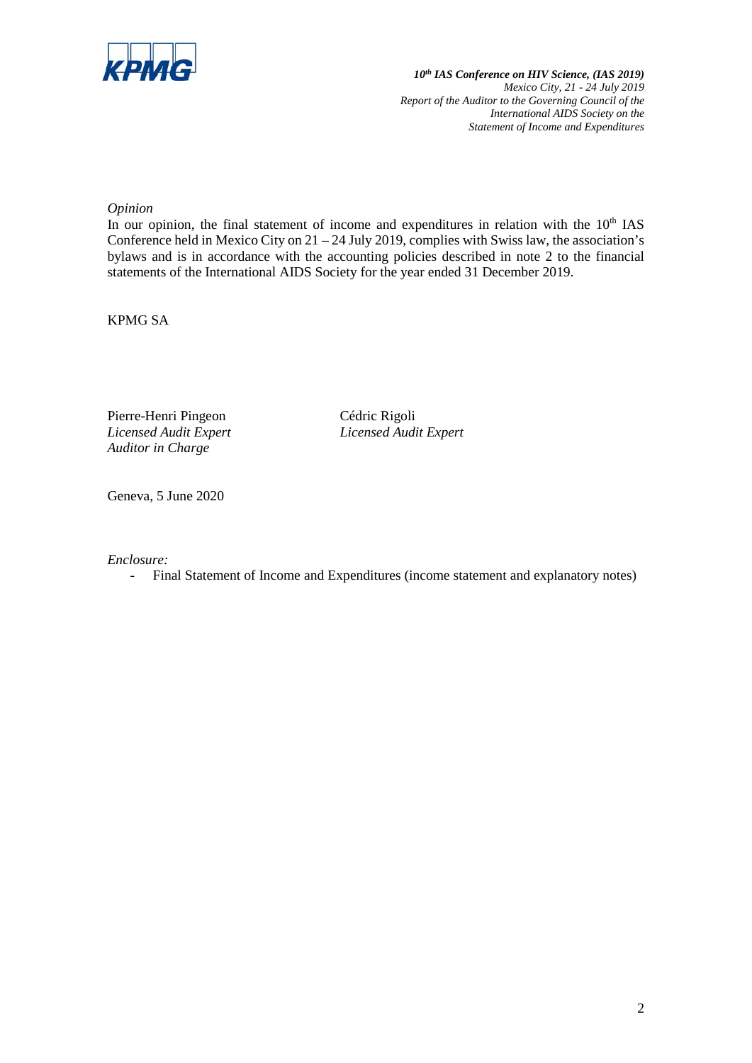*Opinion*
In our opinion, the final statement of income and expenditures in relation with the 10th IAS Conference held in Mexico City on 21 – 24 July 2019, complies with Swiss law, the association's bylaws and is in accordance with the accounting policies described in note 2 to the financial statements of the International AIDS Society for the year ended 31 December 2019.

KPMG SA

| | |
|---|---|
| Pierre-Henri Pingeon | Cédric Rigoli |
| *Licensed Audit Expert* | *Licensed Audit Expert* |
| *Auditor in Charge* | |

Geneva, 5 June 2020

*Enclosure:*

- Final Statement of Income and Expenditures (income statement and explanatory notes)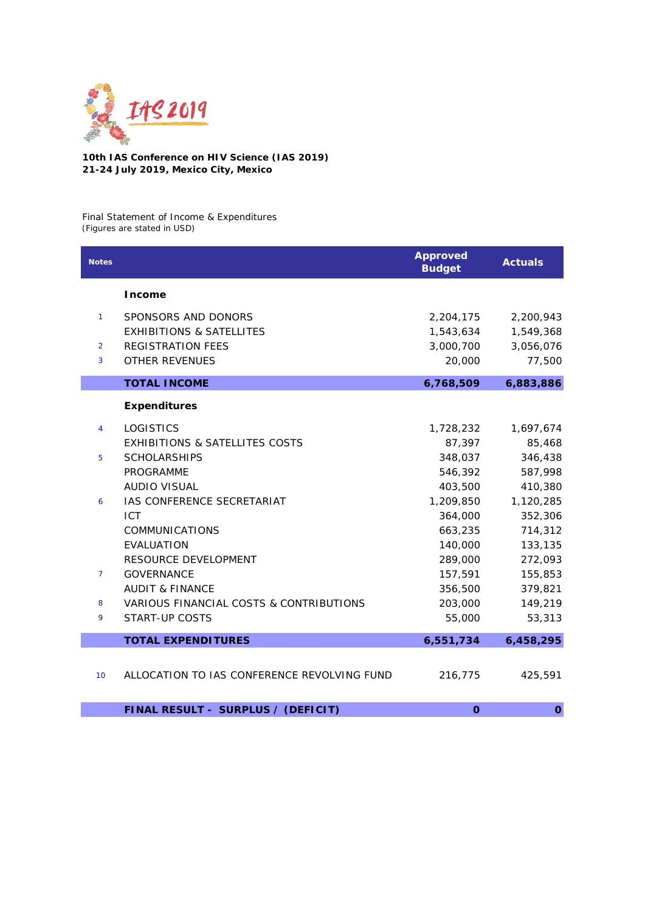**10th IAS Conference on HIV Science (IAS 2019)**
**21-24 July 2019, Mexico City, Mexico**

Final Statement of Income & Expenditures
(Figures are stated in USD)

| Notes | | Approved Budget | Actuals |
|---|---|---|---|
| | **Income** | | |
| 1 | SPONSORS AND DONORS | 2,204,175 | 2,200,943 |
| | EXHIBITIONS & SATELLITES | 1,543,634 | 1,549,368 |
| 2 | REGISTRATION FEES | 3,000,700 | 3,056,076 |
| 3 | OTHER REVENUES | 20,000 | 77,500 |
| | **TOTAL INCOME** | **6,768,509** | **6,883,886** |
| | **Expenditures** | | |
| 4 | LOGISTICS | 1,728,232 | 1,697,674 |
| | EXHIBITIONS & SATELLITES COSTS | 87,397 | 85,468 |
| 5 | SCHOLARSHIPS | 348,037 | 346,438 |
| | PROGRAMME | 546,392 | 587,998 |
| | AUDIO VISUAL | 403,500 | 410,380 |
| 6 | IAS CONFERENCE SECRETARIAT | 1,209,850 | 1,120,285 |
| | ICT | 364,000 | 352,306 |
| | COMMUNICATIONS | 663,235 | 714,312 |
| | EVALUATION | 140,000 | 133,135 |
| | RESOURCE DEVELOPMENT | 289,000 | 272,093 |
| 7 | GOVERNANCE | 157,591 | 155,853 |
| | AUDIT & FINANCE | 356,500 | 379,821 |
| 8 | VARIOUS FINANCIAL COSTS & CONTRIBUTIONS | 203,000 | 149,219 |
| 9 | START-UP COSTS | 55,000 | 53,313 |
| | **TOTAL EXPENDITURES** | **6,551,734** | **6,458,295** |
| 10 | ALLOCATION TO IAS CONFERENCE REVOLVING FUND | 216,775 | 425,591 |
| | **FINAL RESULT - SURPLUS / (DEFICIT)** | **0** | **0** |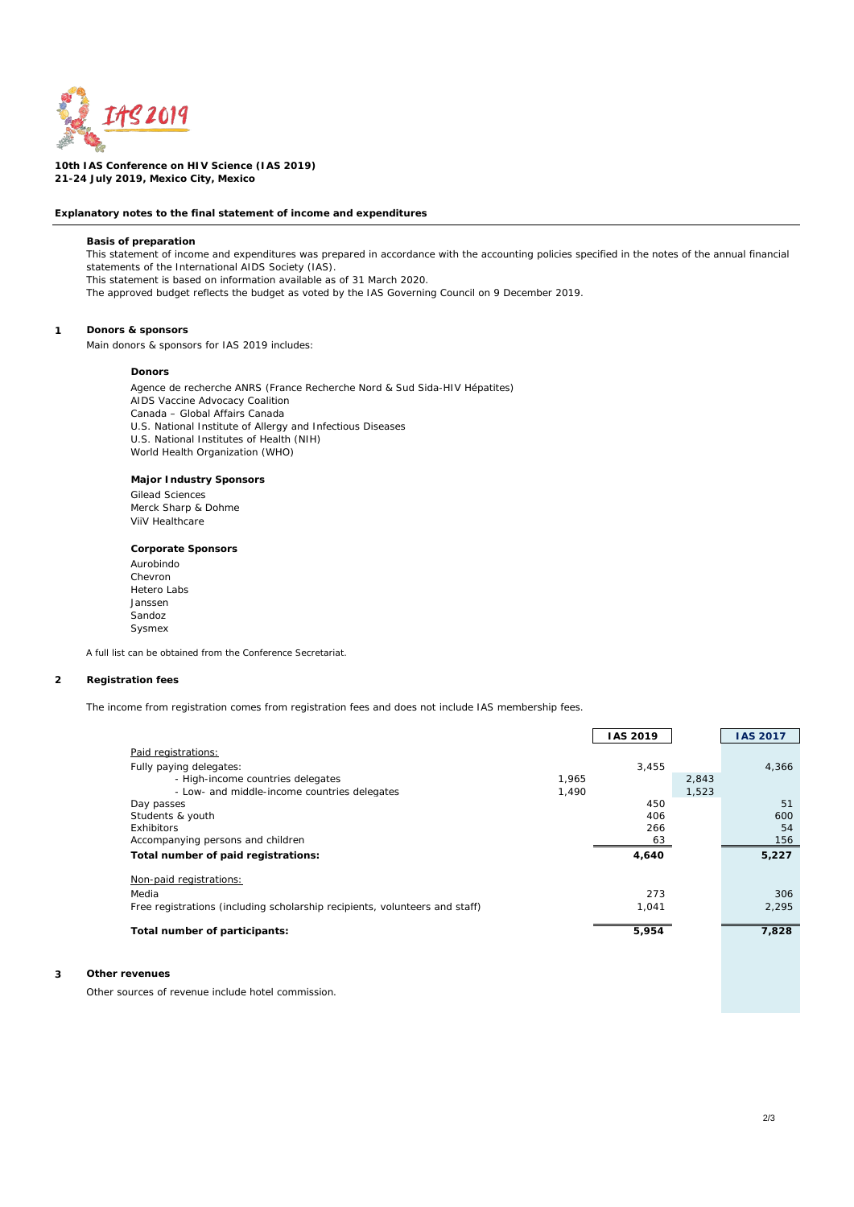**10th IAS Conference on HIV Science (IAS 2019)**
**21-24 July 2019, Mexico City, Mexico**

**Explanatory notes to the final statement of income and expenditures**

---

**Basis of preparation**

This statement of income and expenditures was prepared in accordance with the accounting policies specified in the notes of the annual financial statements of the International AIDS Society (IAS).
This statement is based on information available as of 31 March 2020.
The approved budget reflects the budget as voted by the IAS Governing Council on 9 December 2019.

**1 Donors & sponsors**

Main donors & sponsors for IAS 2019 includes:

**Donors**

Agence de recherche ANRS (France Recherche Nord & Sud Sida-HIV Hépatites)
AIDS Vaccine Advocacy Coalition
Canada – Global Affairs Canada
U.S. National Institute of Allergy and Infectious Diseases
U.S. National Institutes of Health (NIH)
World Health Organization (WHO)

**Major Industry Sponsors**

Gilead Sciences
Merck Sharp & Dohme
ViiV Healthcare

**Corporate Sponsors**

Aurobindo
Chevron
Hetero Labs
Janssen
Sandoz
Sysmex

A full list can be obtained from the Conference Secretariat.

**2 Registration fees**

The income from registration comes from registration fees and does not include IAS membership fees.

| | | IAS 2019 | | IAS 2017 |
|---|---|---|---|---|
| Paid registrations: | | | | |
| Fully paying delegates: | | 3,455 | | 4,366 |
| - High-income countries delegates | 1,965 | | 2,843 | |
| - Low- and middle-income countries delegates | 1,490 | | 1,523 | |
| Day passes | | 450 | | 51 |
| Students & youth | | 406 | | 600 |
| Exhibitors | | 266 | | 54 |
| Accompanying persons and children | | 63 | | 156 |
| **Total number of paid registrations:** | | **4,640** | | **5,227** |
| Non-paid registrations: | | | | |
| Media | | 273 | | 306 |
| Free registrations (including scholarship recipients, volunteers and staff) | | 1,041 | | 2,295 |
| **Total number of participants:** | | **5,954** | | **7,828** |

**3 Other revenues**

Other sources of revenue include hotel commission.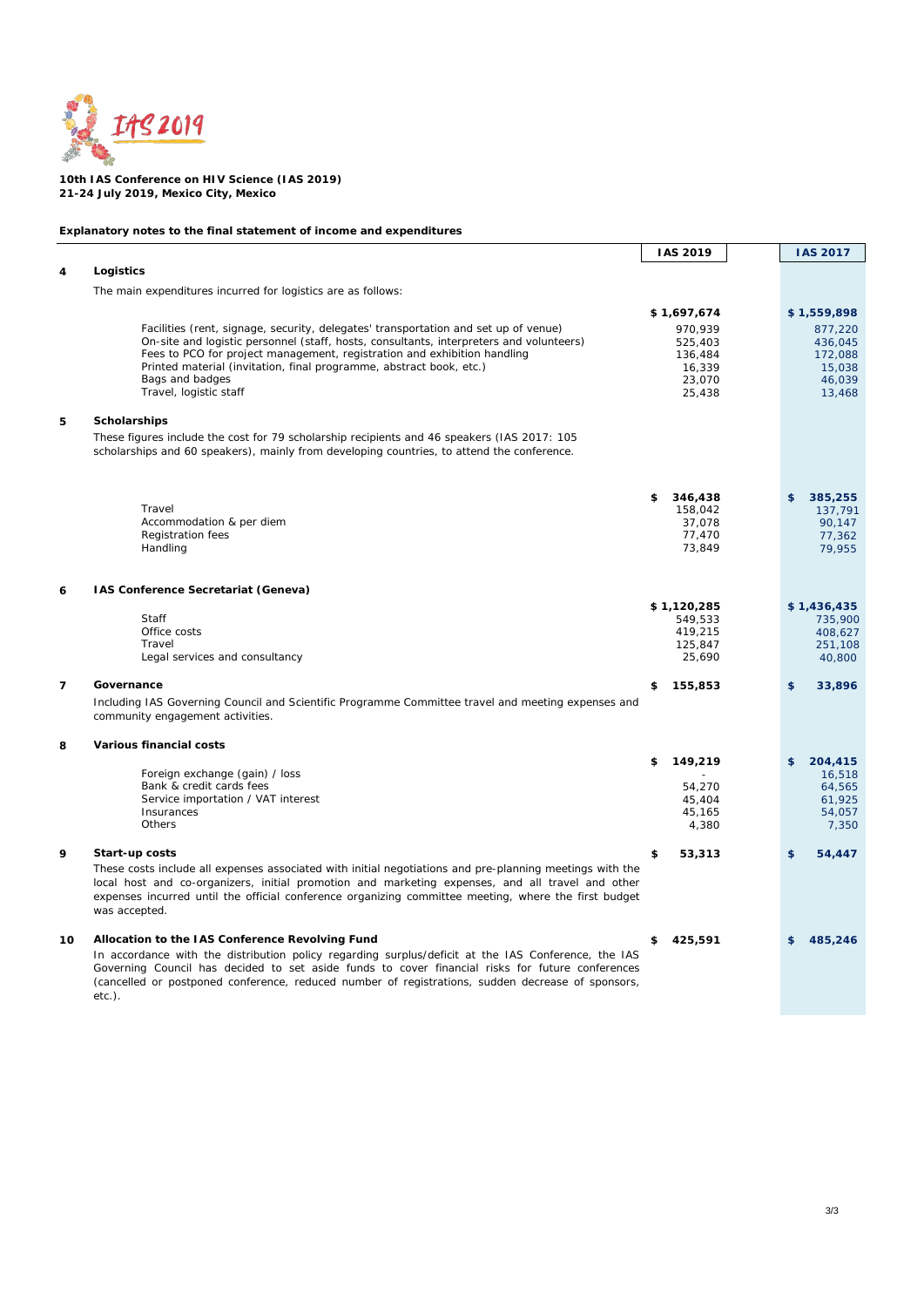**10th IAS Conference on HIV Science (IAS 2019)**
**21-24 July 2019, Mexico City, Mexico**

**Explanatory notes to the final statement of income and expenditures**

| | | IAS 2019 | IAS 2017 |
|---|---|---|---|
| **4** | **Logistics** | | |
| | The main expenditures incurred for logistics are as follows: | | |
| | | **$ 1,697,674** | **$ 1,559,898** |
| | Facilities (rent, signage, security, delegates' transportation and set up of venue) | 970,939 | 877,220 |
| | On-site and logistic personnel (staff, hosts, consultants, interpreters and volunteers) | 525,403 | 436,045 |
| | Fees to PCO for project management, registration and exhibition handling | 136,484 | 172,088 |
| | Printed material (invitation, final programme, abstract book, etc.) | 16,339 | 15,038 |
| | Bags and badges | 23,070 | 46,039 |
| | Travel, logistic staff | 25,438 | 13,468 |
| **5** | **Scholarships** | | |
| | These figures include the cost for 79 scholarship recipients and 46 speakers (IAS 2017: 105 scholarships and 60 speakers), mainly from developing countries, to attend the conference. | | |
| | | **$ 346,438** | **$ 385,255** |
| | Travel | 158,042 | 137,791 |
| | Accommodation & per diem | 37,078 | 90,147 |
| | Registration fees | 77,470 | 77,362 |
| | Handling | 73,849 | 79,955 |
| **6** | **IAS Conference Secretariat (Geneva)** | | |
| | | **$ 1,120,285** | **$ 1,436,435** |
| | Staff | 549,533 | 735,900 |
| | Office costs | 419,215 | 408,627 |
| | Travel | 125,847 | 251,108 |
| | Legal services and consultancy | 25,690 | 40,800 |
| **7** | **Governance** | **$ 155,853** | **$ 33,896** |
| | Including IAS Governing Council and Scientific Programme Committee travel and meeting expenses and community engagement activities. | | |
| **8** | **Various financial costs** | | |
| | | **$ 149,219** | **$ 204,415** |
| | Foreign exchange (gain) / loss | - | 16,518 |
| | Bank & credit cards fees | 54,270 | 64,565 |
| | Service importation / VAT interest | 45,404 | 61,925 |
| | Insurances | 45,165 | 54,057 |
| | Others | 4,380 | 7,350 |
| **9** | **Start-up costs** | **$ 53,313** | **$ 54,447** |
| | These costs include all expenses associated with initial negotiations and pre-planning meetings with the local host and co-organizers, initial promotion and marketing expenses, and all travel and other expenses incurred until the official conference organizing committee meeting, where the first budget was accepted. | | |
| **10** | **Allocation to the IAS Conference Revolving Fund** | **$ 425,591** | **$ 485,246** |
| | In accordance with the distribution policy regarding surplus/deficit at the IAS Conference, the IAS Governing Council has decided to set aside funds to cover financial risks for future conferences (cancelled or postponed conference, reduced number of registrations, sudden decrease of sponsors, etc.). | | |